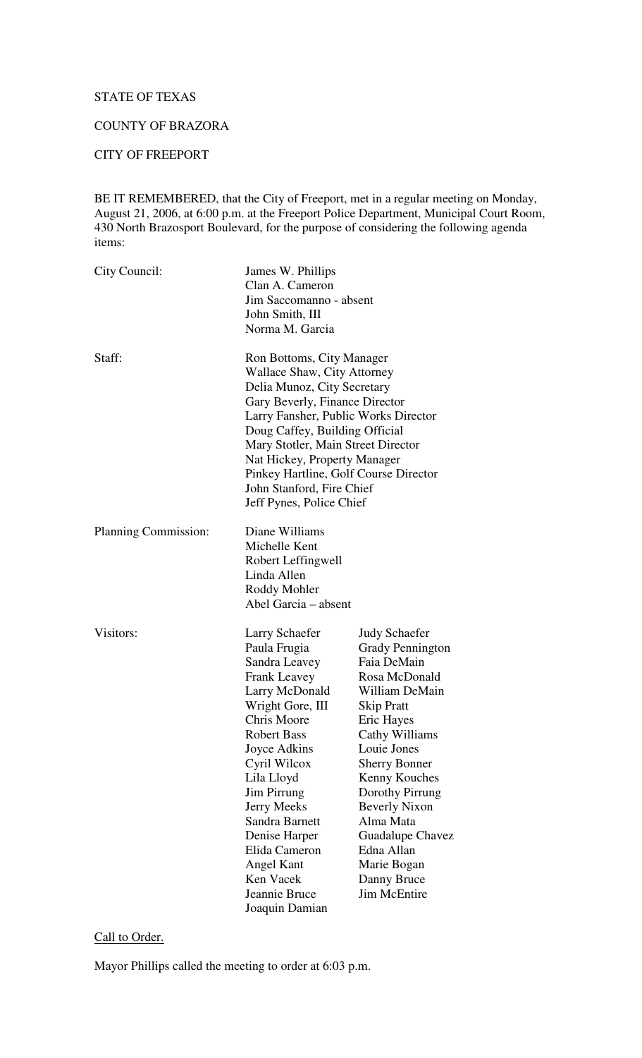STATE OF TEXAS

COUNTY OF BRAZORA

CITY OF FREEPORT

BE IT REMEMBERED, that the City of Freeport, met in a regular meeting on Monday, August 21, 2006, at 6:00 p.m. at the Freeport Police Department, Municipal Court Room, 430 North Brazosport Boulevard, for the purpose of considering the following agenda items:

City Council:
- James W. Phillips
- Clan A. Cameron
- Jim Saccomanno - absent
- John Smith, III
- Norma M. Garcia

Staff:
- Ron Bottoms, City Manager
- Wallace Shaw, City Attorney
- Delia Munoz, City Secretary
- Gary Beverly, Finance Director
- Larry Fansher, Public Works Director
- Doug Caffey, Building Official
- Mary Stotler, Main Street Director
- Nat Hickey, Property Manager
- Pinkey Hartline, Golf Course Director
- John Stanford, Fire Chief
- Jeff Pynes, Police Chief

Planning Commission:
- Diane Williams
- Michelle Kent
- Robert Leffingwell
- Linda Allen
- Roddy Mohler
- Abel Garcia – absent

Visitors:

| | |
|---|---|
| Larry Schaefer | Judy Schaefer |
| Paula Frugia | Grady Pennington |
| Sandra Leavey | Faia DeMain |
| Frank Leavey | Rosa McDonald |
| Larry McDonald | William DeMain |
| Wright Gore, III | Skip Pratt |
| Chris Moore | Eric Hayes |
| Robert Bass | Cathy Williams |
| Joyce Adkins | Louie Jones |
| Cyril Wilcox | Sherry Bonner |
| Lila Lloyd | Kenny Kouches |
| Jim Pirrung | Dorothy Pirrung |
| Jerry Meeks | Beverly Nixon |
| Sandra Barnett | Alma Mata |
| Denise Harper | Guadalupe Chavez |
| Elida Cameron | Edna Allan |
| Angel Kant | Marie Bogan |
| Ken Vacek | Danny Bruce |
| Jeannie Bruce | Jim McEntire |
| Joaquin Damian | |

Call to Order.

Mayor Phillips called the meeting to order at 6:03 p.m.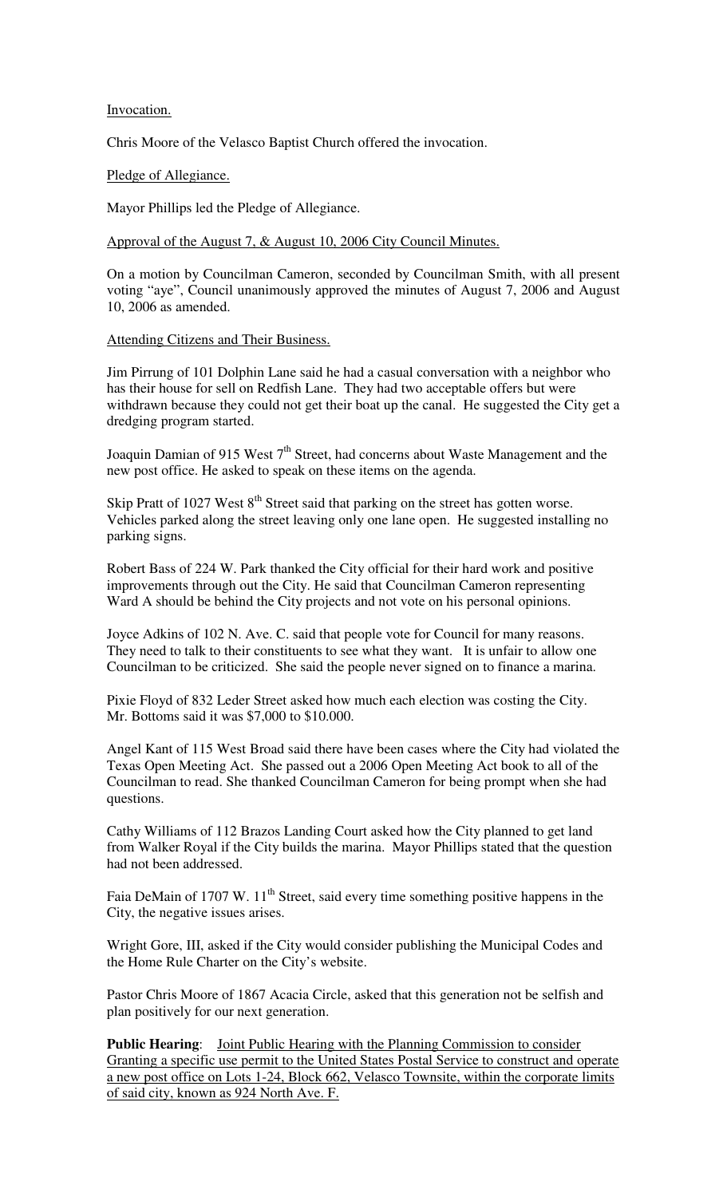Invocation.

Chris Moore of the Velasco Baptist Church offered the invocation.

Pledge of Allegiance.

Mayor Phillips led the Pledge of Allegiance.

Approval of the August 7, & August 10, 2006 City Council Minutes.

On a motion by Councilman Cameron, seconded by Councilman Smith, with all present voting "aye", Council unanimously approved the minutes of August 7, 2006 and August 10, 2006 as amended.

Attending Citizens and Their Business.

Jim Pirrung of 101 Dolphin Lane said he had a casual conversation with a neighbor who has their house for sell on Redfish Lane. They had two acceptable offers but were withdrawn because they could not get their boat up the canal. He suggested the City get a dredging program started.

Joaquin Damian of 915 West 7th Street, had concerns about Waste Management and the new post office. He asked to speak on these items on the agenda.

Skip Pratt of 1027 West 8th Street said that parking on the street has gotten worse. Vehicles parked along the street leaving only one lane open. He suggested installing no parking signs.

Robert Bass of 224 W. Park thanked the City official for their hard work and positive improvements through out the City. He said that Councilman Cameron representing Ward A should be behind the City projects and not vote on his personal opinions.

Joyce Adkins of 102 N. Ave. C. said that people vote for Council for many reasons. They need to talk to their constituents to see what they want. It is unfair to allow one Councilman to be criticized. She said the people never signed on to finance a marina.

Pixie Floyd of 832 Leder Street asked how much each election was costing the City. Mr. Bottoms said it was $7,000 to $10.000.

Angel Kant of 115 West Broad said there have been cases where the City had violated the Texas Open Meeting Act. She passed out a 2006 Open Meeting Act book to all of the Councilman to read. She thanked Councilman Cameron for being prompt when she had questions.

Cathy Williams of 112 Brazos Landing Court asked how the City planned to get land from Walker Royal if the City builds the marina. Mayor Phillips stated that the question had not been addressed.

Faia DeMain of 1707 W. 11th Street, said every time something positive happens in the City, the negative issues arises.

Wright Gore, III, asked if the City would consider publishing the Municipal Codes and the Home Rule Charter on the City's website.

Pastor Chris Moore of 1867 Acacia Circle, asked that this generation not be selfish and plan positively for our next generation.

**Public Hearing**: Joint Public Hearing with the Planning Commission to consider Granting a specific use permit to the United States Postal Service to construct and operate a new post office on Lots 1-24, Block 662, Velasco Townsite, within the corporate limits of said city, known as 924 North Ave. F.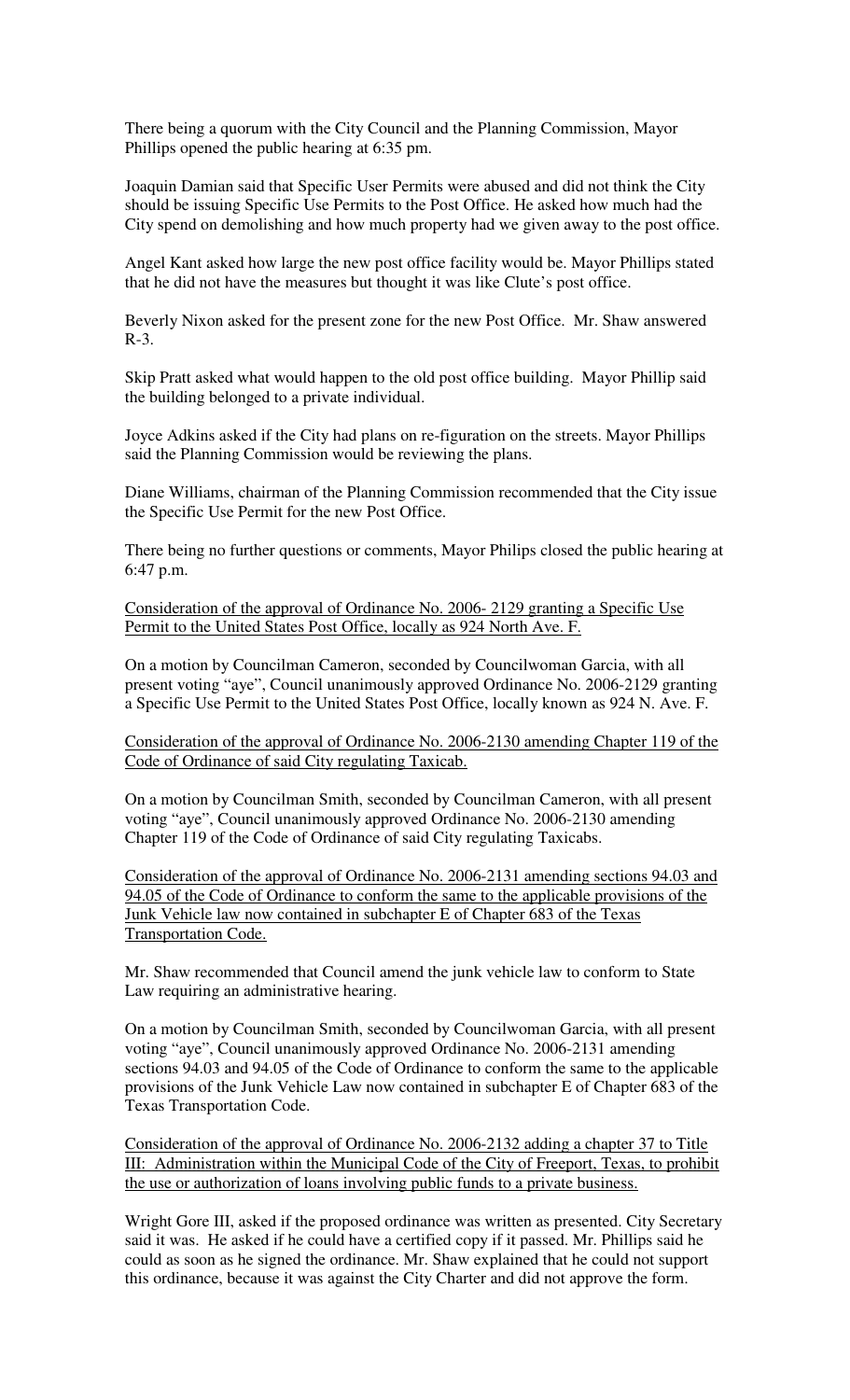There being a quorum with the City Council and the Planning Commission, Mayor Phillips opened the public hearing at 6:35 pm.

Joaquin Damian said that Specific User Permits were abused and did not think the City should be issuing Specific Use Permits to the Post Office. He asked how much had the City spend on demolishing and how much property had we given away to the post office.

Angel Kant asked how large the new post office facility would be. Mayor Phillips stated that he did not have the measures but thought it was like Clute's post office.

Beverly Nixon asked for the present zone for the new Post Office. Mr. Shaw answered R-3.

Skip Pratt asked what would happen to the old post office building. Mayor Phillip said the building belonged to a private individual.

Joyce Adkins asked if the City had plans on re-figuration on the streets. Mayor Phillips said the Planning Commission would be reviewing the plans.

Diane Williams, chairman of the Planning Commission recommended that the City issue the Specific Use Permit for the new Post Office.

There being no further questions or comments, Mayor Philips closed the public hearing at 6:47 p.m.

<u>Consideration of the approval of Ordinance No. 2006- 2129 granting a Specific Use Permit to the United States Post Office, locally as 924 North Ave. F.</u>

On a motion by Councilman Cameron, seconded by Councilwoman Garcia, with all present voting "aye", Council unanimously approved Ordinance No. 2006-2129 granting a Specific Use Permit to the United States Post Office, locally known as 924 N. Ave. F.

<u>Consideration of the approval of Ordinance No. 2006-2130 amending Chapter 119 of the Code of Ordinance of said City regulating Taxicab.</u>

On a motion by Councilman Smith, seconded by Councilman Cameron, with all present voting "aye", Council unanimously approved Ordinance No. 2006-2130 amending Chapter 119 of the Code of Ordinance of said City regulating Taxicabs.

<u>Consideration of the approval of Ordinance No. 2006-2131 amending sections 94.03 and 94.05 of the Code of Ordinance to conform the same to the applicable provisions of the Junk Vehicle law now contained in subchapter E of Chapter 683 of the Texas Transportation Code.</u>

Mr. Shaw recommended that Council amend the junk vehicle law to conform to State Law requiring an administrative hearing.

On a motion by Councilman Smith, seconded by Councilwoman Garcia, with all present voting "aye", Council unanimously approved Ordinance No. 2006-2131 amending sections 94.03 and 94.05 of the Code of Ordinance to conform the same to the applicable provisions of the Junk Vehicle Law now contained in subchapter E of Chapter 683 of the Texas Transportation Code.

<u>Consideration of the approval of Ordinance No. 2006-2132 adding a chapter 37 to Title III: Administration within the Municipal Code of the City of Freeport, Texas, to prohibit the use or authorization of loans involving public funds to a private business.</u>

Wright Gore III, asked if the proposed ordinance was written as presented. City Secretary said it was. He asked if he could have a certified copy if it passed. Mr. Phillips said he could as soon as he signed the ordinance. Mr. Shaw explained that he could not support this ordinance, because it was against the City Charter and did not approve the form.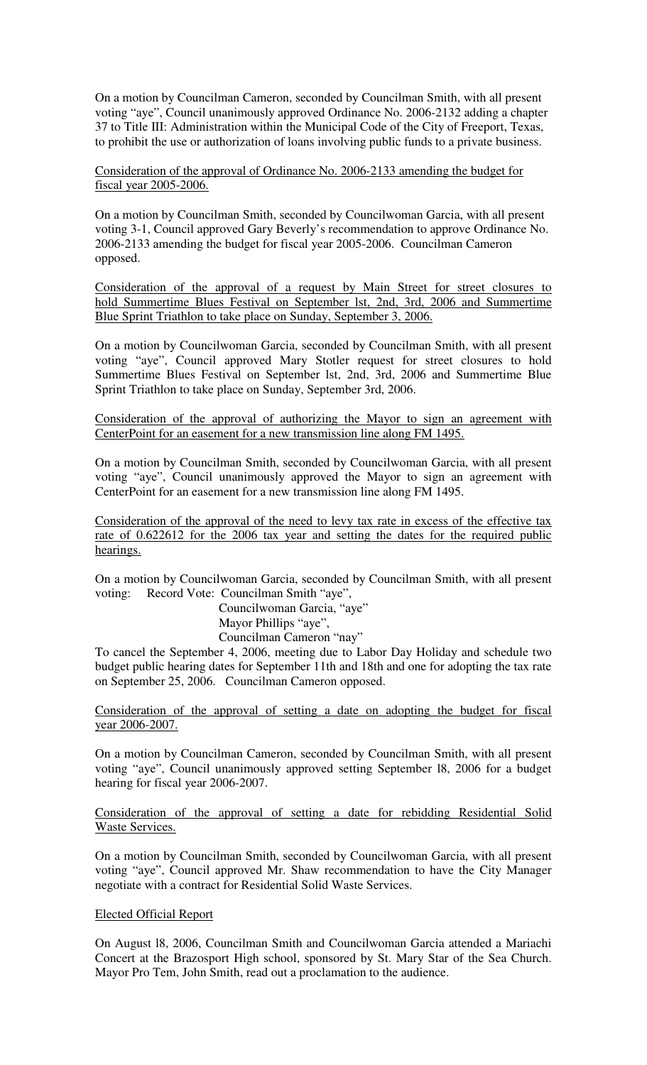On a motion by Councilman Cameron, seconded by Councilman Smith, with all present voting "aye", Council unanimously approved Ordinance No. 2006-2132 adding a chapter 37 to Title III: Administration within the Municipal Code of the City of Freeport, Texas, to prohibit the use or authorization of loans involving public funds to a private business.

Consideration of the approval of Ordinance No. 2006-2133 amending the budget for fiscal year 2005-2006.

On a motion by Councilman Smith, seconded by Councilwoman Garcia, with all present voting 3-1, Council approved Gary Beverly's recommendation to approve Ordinance No. 2006-2133 amending the budget for fiscal year 2005-2006. Councilman Cameron opposed.

Consideration of the approval of a request by Main Street for street closures to hold Summertime Blues Festival on September lst, 2nd, 3rd, 2006 and Summertime Blue Sprint Triathlon to take place on Sunday, September 3, 2006.

On a motion by Councilwoman Garcia, seconded by Councilman Smith, with all present voting "aye", Council approved Mary Stotler request for street closures to hold Summertime Blues Festival on September lst, 2nd, 3rd, 2006 and Summertime Blue Sprint Triathlon to take place on Sunday, September 3rd, 2006.

Consideration of the approval of authorizing the Mayor to sign an agreement with CenterPoint for an easement for a new transmission line along FM 1495.

On a motion by Councilman Smith, seconded by Councilwoman Garcia, with all present voting "aye", Council unanimously approved the Mayor to sign an agreement with CenterPoint for an easement for a new transmission line along FM 1495.

Consideration of the approval of the need to levy tax rate in excess of the effective tax rate of 0.622612 for the 2006 tax year and setting the dates for the required public hearings.

On a motion by Councilwoman Garcia, seconded by Councilman Smith, with all present voting: Record Vote: Councilman Smith "aye",
Councilwoman Garcia, "aye"
Mayor Phillips "aye",
Councilman Cameron "nay"

To cancel the September 4, 2006, meeting due to Labor Day Holiday and schedule two budget public hearing dates for September 11th and 18th and one for adopting the tax rate on September 25, 2006. Councilman Cameron opposed.

Consideration of the approval of setting a date on adopting the budget for fiscal year 2006-2007.

On a motion by Councilman Cameron, seconded by Councilman Smith, with all present voting "aye", Council unanimously approved setting September l8, 2006 for a budget hearing for fiscal year 2006-2007.

Consideration of the approval of setting a date for rebidding Residential Solid Waste Services.

On a motion by Councilman Smith, seconded by Councilwoman Garcia, with all present voting "aye", Council approved Mr. Shaw recommendation to have the City Manager negotiate with a contract for Residential Solid Waste Services.

Elected Official Report

On August l8, 2006, Councilman Smith and Councilwoman Garcia attended a Mariachi Concert at the Brazosport High school, sponsored by St. Mary Star of the Sea Church. Mayor Pro Tem, John Smith, read out a proclamation to the audience.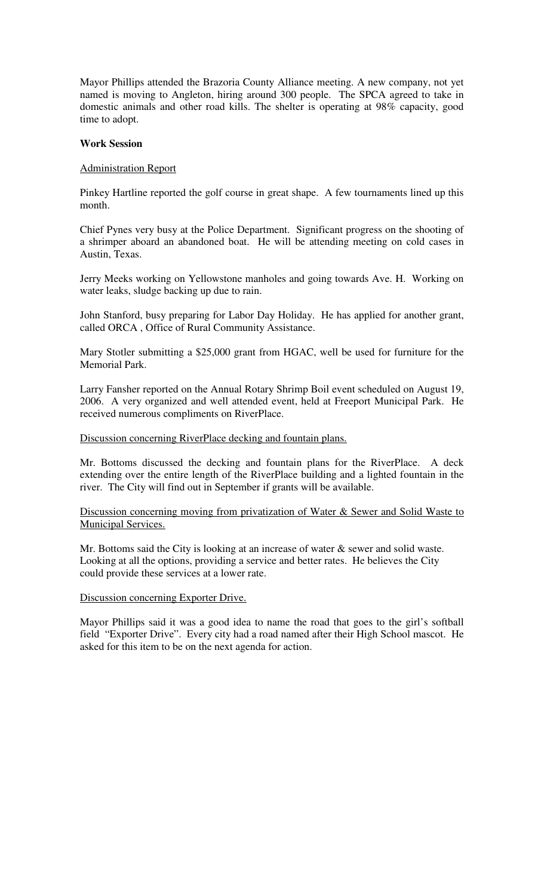Mayor Phillips attended the Brazoria County Alliance meeting. A new company, not yet named is moving to Angleton, hiring around 300 people. The SPCA agreed to take in domestic animals and other road kills. The shelter is operating at 98% capacity, good time to adopt.

**Work Session**

Administration Report

Pinkey Hartline reported the golf course in great shape. A few tournaments lined up this month.

Chief Pynes very busy at the Police Department. Significant progress on the shooting of a shrimper aboard an abandoned boat. He will be attending meeting on cold cases in Austin, Texas.

Jerry Meeks working on Yellowstone manholes and going towards Ave. H. Working on water leaks, sludge backing up due to rain.

John Stanford, busy preparing for Labor Day Holiday. He has applied for another grant, called ORCA , Office of Rural Community Assistance.

Mary Stotler submitting a $25,000 grant from HGAC, well be used for furniture for the Memorial Park.

Larry Fansher reported on the Annual Rotary Shrimp Boil event scheduled on August 19, 2006. A very organized and well attended event, held at Freeport Municipal Park. He received numerous compliments on RiverPlace.

Discussion concerning RiverPlace decking and fountain plans.

Mr. Bottoms discussed the decking and fountain plans for the RiverPlace. A deck extending over the entire length of the RiverPlace building and a lighted fountain in the river. The City will find out in September if grants will be available.

Discussion concerning moving from privatization of Water & Sewer and Solid Waste to Municipal Services.

Mr. Bottoms said the City is looking at an increase of water & sewer and solid waste. Looking at all the options, providing a service and better rates. He believes the City could provide these services at a lower rate.

Discussion concerning Exporter Drive.

Mayor Phillips said it was a good idea to name the road that goes to the girl's softball field "Exporter Drive". Every city had a road named after their High School mascot. He asked for this item to be on the next agenda for action.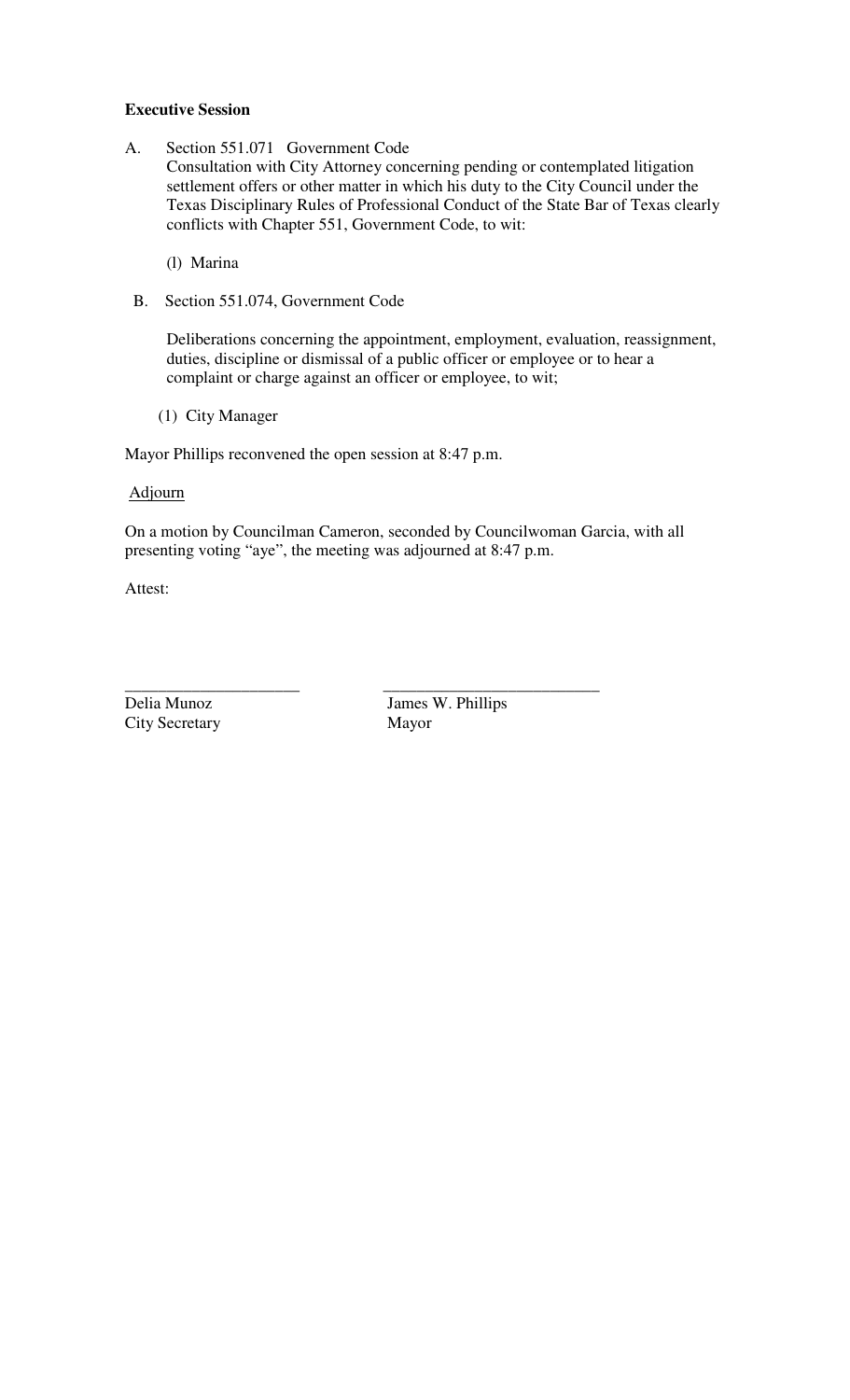**Executive Session**

A. Section 551.071 Government Code
Consultation with City Attorney concerning pending or contemplated litigation settlement offers or other matter in which his duty to the City Council under the Texas Disciplinary Rules of Professional Conduct of the State Bar of Texas clearly conflicts with Chapter 551, Government Code, to wit:

(l) Marina

B. Section 551.074, Government Code

Deliberations concerning the appointment, employment, evaluation, reassignment, duties, discipline or dismissal of a public officer or employee or to hear a complaint or charge against an officer or employee, to wit;

(1) City Manager

Mayor Phillips reconvened the open session at 8:47 p.m.

<u>Adjourn</u>

On a motion by Councilman Cameron, seconded by Councilwoman Garcia, with all presenting voting "aye", the meeting was adjourned at 8:47 p.m.

Attest:

| | |
|---|---|
| _____________________ | __________________________ |
| Delia Munoz | James W. Phillips |
| City Secretary | Mayor |